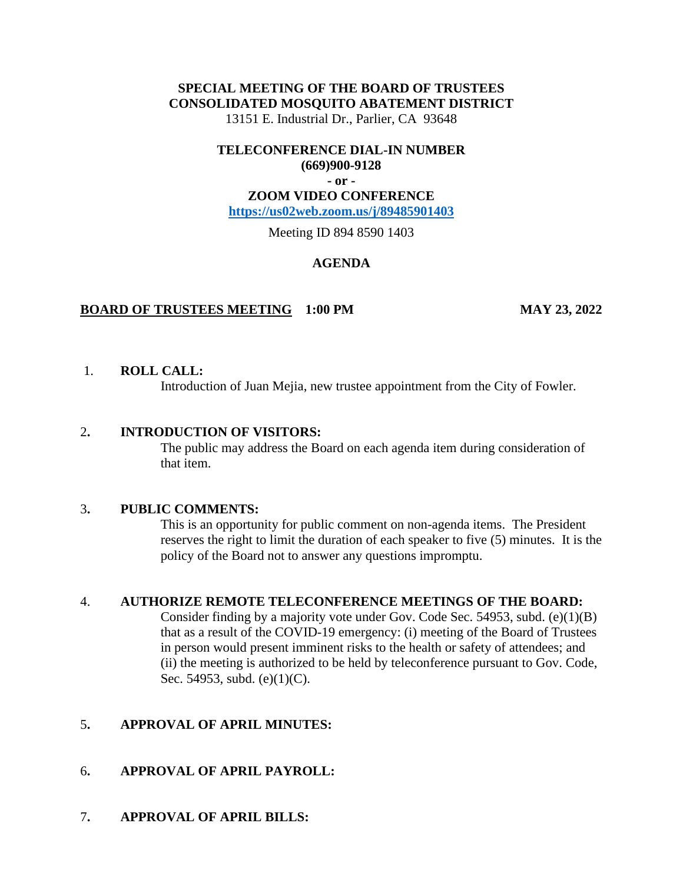**SPECIAL MEETING OF THE BOARD OF TRUSTEES**
**CONSOLIDATED MOSQUITO ABATEMENT DISTRICT**
13151 E. Industrial Dr., Parlier, CA 93648

**TELECONFERENCE DIAL-IN NUMBER**
**(669)900-9128**
**- or -**
**ZOOM VIDEO CONFERENCE**
**https://us02web.zoom.us/j/89485901403**

Meeting ID 894 8590 1403

# AGENDA

**BOARD OF TRUSTEES MEETING 1:00 PM** **MAY 23, 2022**

1. **ROLL CALL:**
   Introduction of Juan Mejia, new trustee appointment from the City of Fowler.

2. **INTRODUCTION OF VISITORS:**
   The public may address the Board on each agenda item during consideration of that item.

3. **PUBLIC COMMENTS:**
   This is an opportunity for public comment on non-agenda items. The President reserves the right to limit the duration of each speaker to five (5) minutes. It is the policy of the Board not to answer any questions impromptu.

4. **AUTHORIZE REMOTE TELECONFERENCE MEETINGS OF THE BOARD:**
   Consider finding by a majority vote under Gov. Code Sec. 54953, subd. (e)(1)(B) that as a result of the COVID-19 emergency: (i) meeting of the Board of Trustees in person would present imminent risks to the health or safety of attendees; and (ii) the meeting is authorized to be held by teleconference pursuant to Gov. Code, Sec. 54953, subd. (e)(1)(C).

5. **APPROVAL OF APRIL MINUTES:**

6. **APPROVAL OF APRIL PAYROLL:**

7. **APPROVAL OF APRIL BILLS:**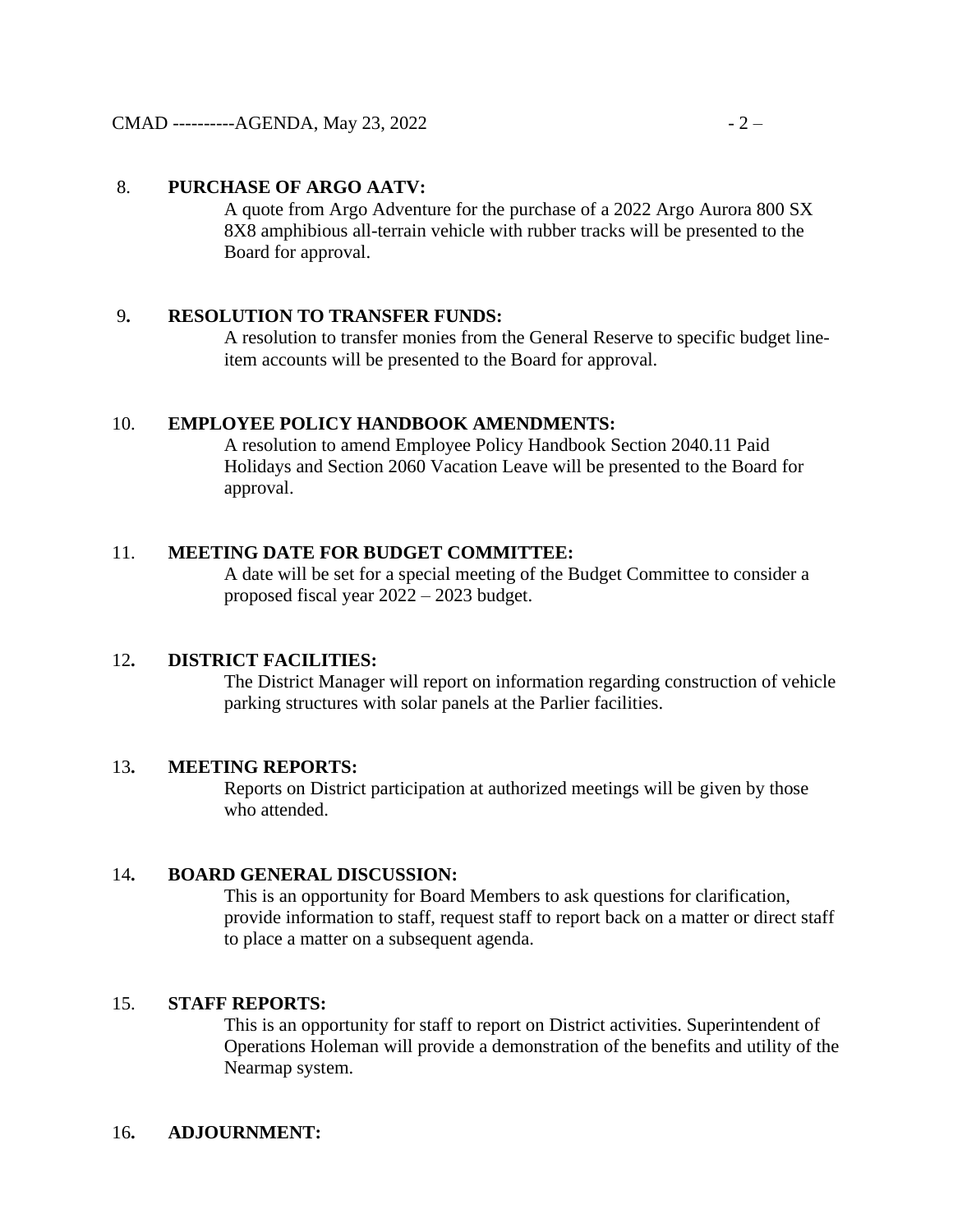8. **PURCHASE OF ARGO AATV:**

   A quote from Argo Adventure for the purchase of a 2022 Argo Aurora 800 SX 8X8 amphibious all-terrain vehicle with rubber tracks will be presented to the Board for approval.

9. **RESOLUTION TO TRANSFER FUNDS:**

   A resolution to transfer monies from the General Reserve to specific budget line-item accounts will be presented to the Board for approval.

10. **EMPLOYEE POLICY HANDBOOK AMENDMENTS:**

    A resolution to amend Employee Policy Handbook Section 2040.11 Paid Holidays and Section 2060 Vacation Leave will be presented to the Board for approval.

11. **MEETING DATE FOR BUDGET COMMITTEE:**

    A date will be set for a special meeting of the Budget Committee to consider a proposed fiscal year 2022 – 2023 budget.

12. **DISTRICT FACILITIES:**

    The District Manager will report on information regarding construction of vehicle parking structures with solar panels at the Parlier facilities.

13. **MEETING REPORTS:**

    Reports on District participation at authorized meetings will be given by those who attended.

14. **BOARD GENERAL DISCUSSION:**

    This is an opportunity for Board Members to ask questions for clarification, provide information to staff, request staff to report back on a matter or direct staff to place a matter on a subsequent agenda.

15. **STAFF REPORTS:**

    This is an opportunity for staff to report on District activities. Superintendent of Operations Holeman will provide a demonstration of the benefits and utility of the Nearmap system.

16. **ADJOURNMENT:**